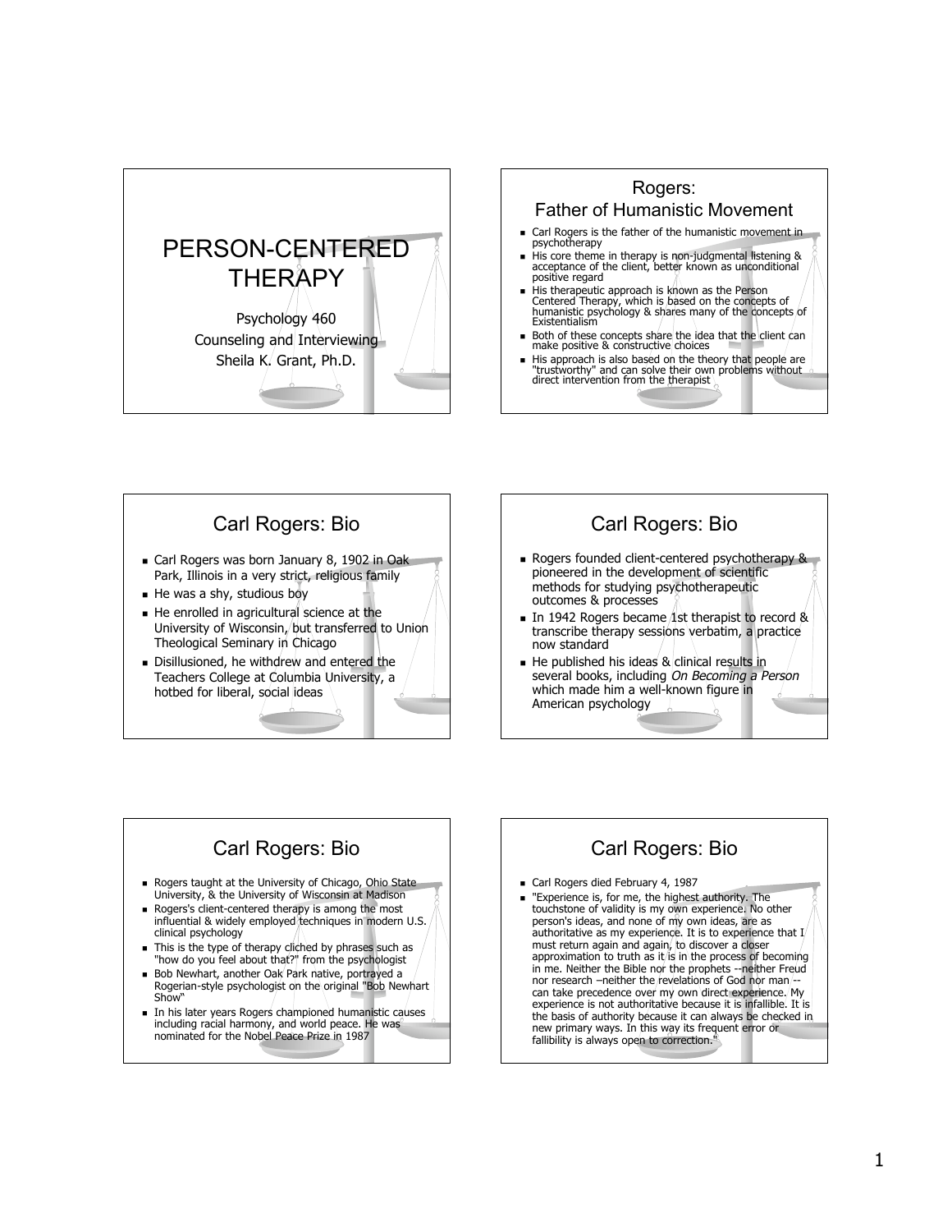# PERSON-CENTERED THERAPY

Psychology 460
Counseling and Interviewing
Sheila K. Grant, Ph.D.

## Rogers: Father of Humanistic Movement

- Carl Rogers is the father of the humanistic movement in psychotherapy
- His core theme in therapy is non-judgmental listening & acceptance of the client, better known as unconditional positive regard
- His therapeutic approach is known as the Person Centered Therapy, which is based on the concepts of humanistic psychology & shares many of the concepts of Existentialism
- Both of these concepts share the idea that the client can make positive & constructive choices
- His approach is also based on the theory that people are "trustworthy" and can solve their own problems without direct intervention from the therapist

## Carl Rogers: Bio

- Carl Rogers was born January 8, 1902 in Oak Park, Illinois in a very strict, religious family
- He was a shy, studious boy
- He enrolled in agricultural science at the University of Wisconsin, but transferred to Union Theological Seminary in Chicago
- Disillusioned, he withdrew and entered the Teachers College at Columbia University, a hotbed for liberal, social ideas

## Carl Rogers: Bio

- Rogers founded client-centered psychotherapy & pioneered in the development of scientific methods for studying psychotherapeutic outcomes & processes
- In 1942 Rogers became 1st therapist to record & transcribe therapy sessions verbatim, a practice now standard
- He published his ideas & clinical results in several books, including *On Becoming a Person* which made him a well-known figure in American psychology

## Carl Rogers: Bio

- Rogers taught at the University of Chicago, Ohio State University, & the University of Wisconsin at Madison
- Rogers's client-centered therapy is among the most influential & widely employed techniques in modern U.S. clinical psychology
- This is the type of therapy cliched by phrases such as "how do you feel about that?" from the psychologist
- Bob Newhart, another Oak Park native, portrayed a Rogerian-style psychologist on the original "Bob Newhart Show"
- In his later years Rogers championed humanistic causes including racial harmony, and world peace. He was nominated for the Nobel Peace Prize in 1987

## Carl Rogers: Bio

- Carl Rogers died February 4, 1987
- "Experience is, for me, the highest authority. The touchstone of validity is my own experience. No other person's ideas, and none of my own ideas, are as authoritative as my experience. It is to experience that I must return again and again, to discover a closer approximation to truth as it is in the process of becoming in me. Neither the Bible nor the prophets --neither Freud nor research –neither the revelations of God nor man --can take precedence over my own direct experience. My experience is not authoritative because it is infallible. It is the basis of authority because it can always be checked in new primary ways. In this way its frequent error or fallibility is always open to correction."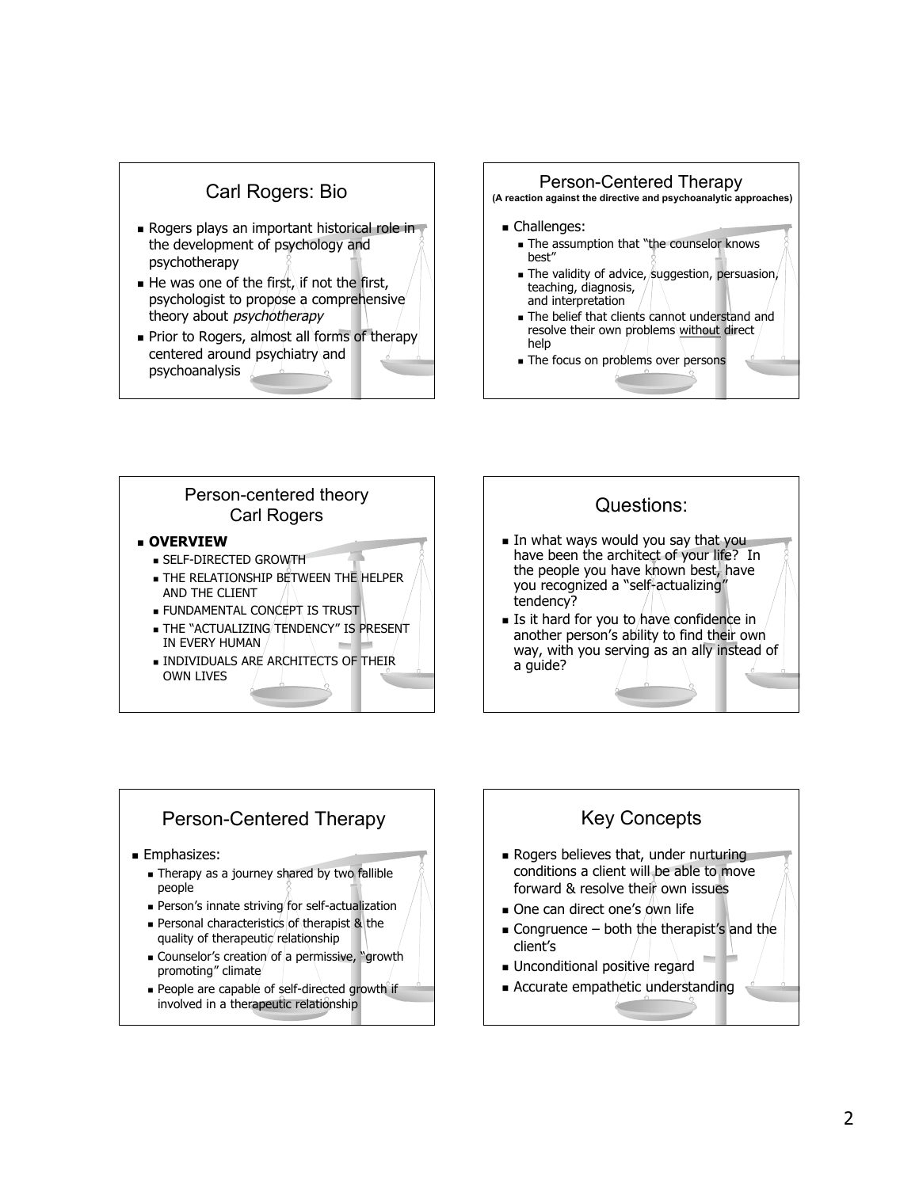## Carl Rogers: Bio

- Rogers plays an important historical role in the development of psychology and psychotherapy
- He was one of the first, if not the first, psychologist to propose a comprehensive theory about *psychotherapy*
- Prior to Rogers, almost all forms of therapy centered around psychiatry and psychoanalysis

## Person-Centered Therapy

**(A reaction against the directive and psychoanalytic approaches)**

- Challenges:
  - The assumption that "the counselor knows best"
  - The validity of advice, suggestion, persuasion, teaching, diagnosis, and interpretation
  - The belief that clients cannot understand and resolve their own problems <u>without</u> direct help
  - The focus on problems over persons

## Person-centered theory Carl Rogers

- **OVERVIEW**
  - SELF-DIRECTED GROWTH
  - THE RELATIONSHIP BETWEEN THE HELPER AND THE CLIENT
  - FUNDAMENTAL CONCEPT IS TRUST
  - THE "ACTUALIZING TENDENCY" IS PRESENT IN EVERY HUMAN
  - INDIVIDUALS ARE ARCHITECTS OF THEIR OWN LIVES

## Questions:

- In what ways would you say that you have been the architect of your life? In the people you have known best, have you recognized a "self-actualizing" tendency?
- Is it hard for you to have confidence in another person's ability to find their own way, with you serving as an ally instead of a guide?

## Person-Centered Therapy

- Emphasizes:
  - Therapy as a journey shared by two fallible people
  - Person's innate striving for self-actualization
  - Personal characteristics of therapist & the quality of therapeutic relationship
  - Counselor's creation of a permissive, "growth promoting" climate
  - People are capable of self-directed growth if involved in a therapeutic relationship

## Key Concepts

- Rogers believes that, under nurturing conditions a client will be able to move forward & resolve their own issues
- One can direct one's own life
- Congruence – both the therapist's and the client's
- Unconditional positive regard
- Accurate empathetic understanding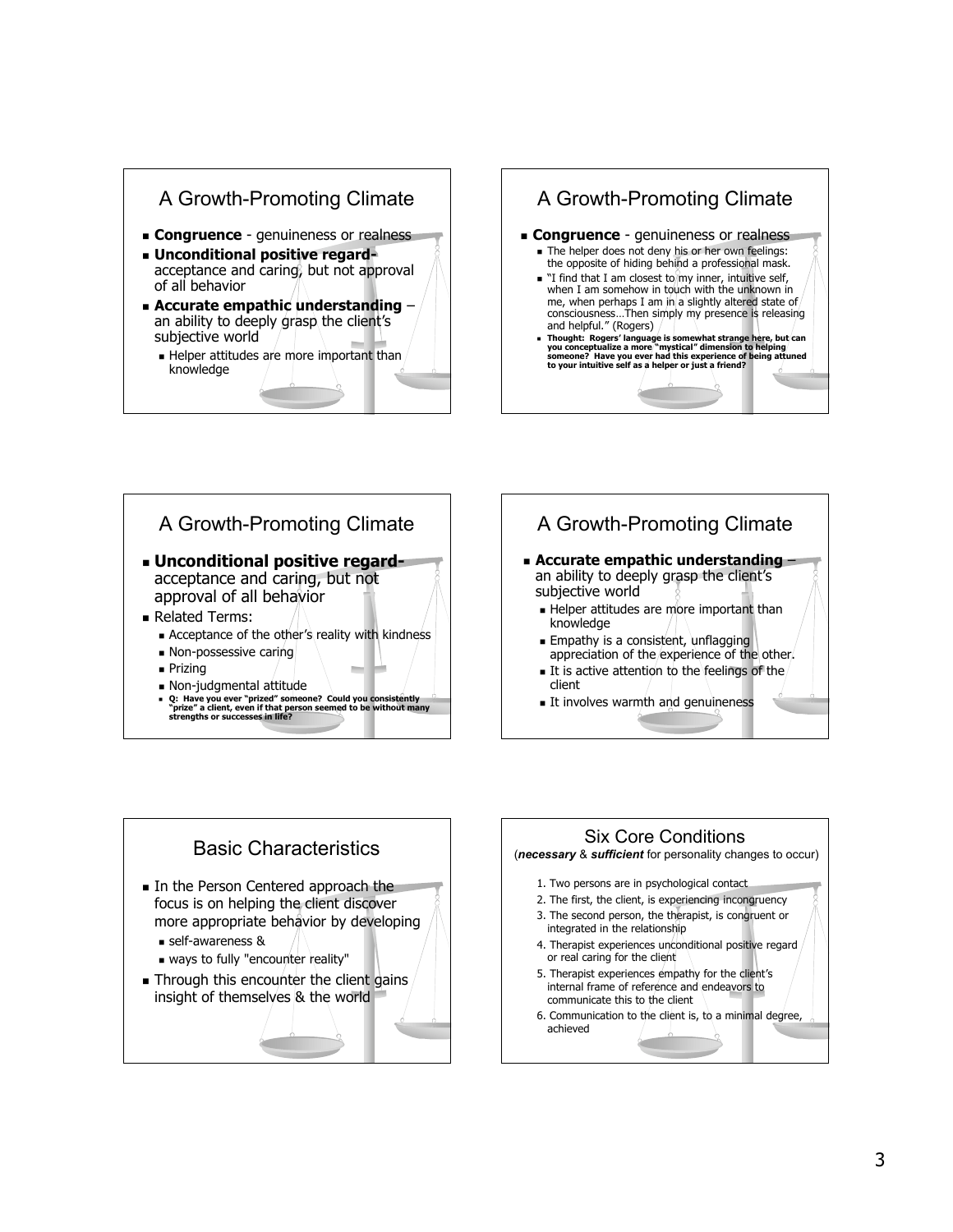## A Growth-Promoting Climate

- **Congruence** - genuineness or realness
- **Unconditional positive regard-** acceptance and caring, but not approval of all behavior
- **Accurate empathic understanding** – an ability to deeply grasp the client's subjective world
  - Helper attitudes are more important than knowledge

## A Growth-Promoting Climate

- **Congruence** - genuineness or realness
  - The helper does not deny his or her own feelings: the opposite of hiding behind a professional mask.
  - "I find that I am closest to my inner, intuitive self, when I am somehow in touch with the unknown in me, when perhaps I am in a slightly altered state of consciousness…Then simply my presence is releasing and helpful." (Rogers)
  - **Thought: Rogers' language is somewhat strange here, but can you conceptualize a more "mystical" dimension to helping someone? Have you ever had this experience of being attuned to your intuitive self as a helper or just a friend?**

## A Growth-Promoting Climate

- **Unconditional positive regard-** acceptance and caring, but not approval of all behavior
- Related Terms:
  - Acceptance of the other's reality with kindness
  - Non-possessive caring
  - Prizing
  - Non-judgmental attitude
  - **Q: Have you ever "prized" someone? Could you consistently "prize" a client, even if that person seemed to be without many strengths or successes in life?**

## A Growth-Promoting Climate

- **Accurate empathic understanding** – an ability to deeply grasp the client's subjective world
  - Helper attitudes are more important than knowledge
  - Empathy is a consistent, unflagging appreciation of the experience of the other.
  - It is active attention to the feelings of the client
  - It involves warmth and genuineness

## Basic Characteristics

- In the Person Centered approach the focus is on helping the client discover more appropriate behavior by developing
  - self-awareness &
  - ways to fully "encounter reality"
- Through this encounter the client gains insight of themselves & the world

## Six Core Conditions

(***necessary*** & ***sufficient*** for personality changes to occur)

1. Two persons are in psychological contact
2. The first, the client, is experiencing incongruency
3. The second person, the therapist, is congruent or integrated in the relationship
4. Therapist experiences unconditional positive regard or real caring for the client
5. Therapist experiences empathy for the client's internal frame of reference and endeavors to communicate this to the client
6. Communication to the client is, to a minimal degree, achieved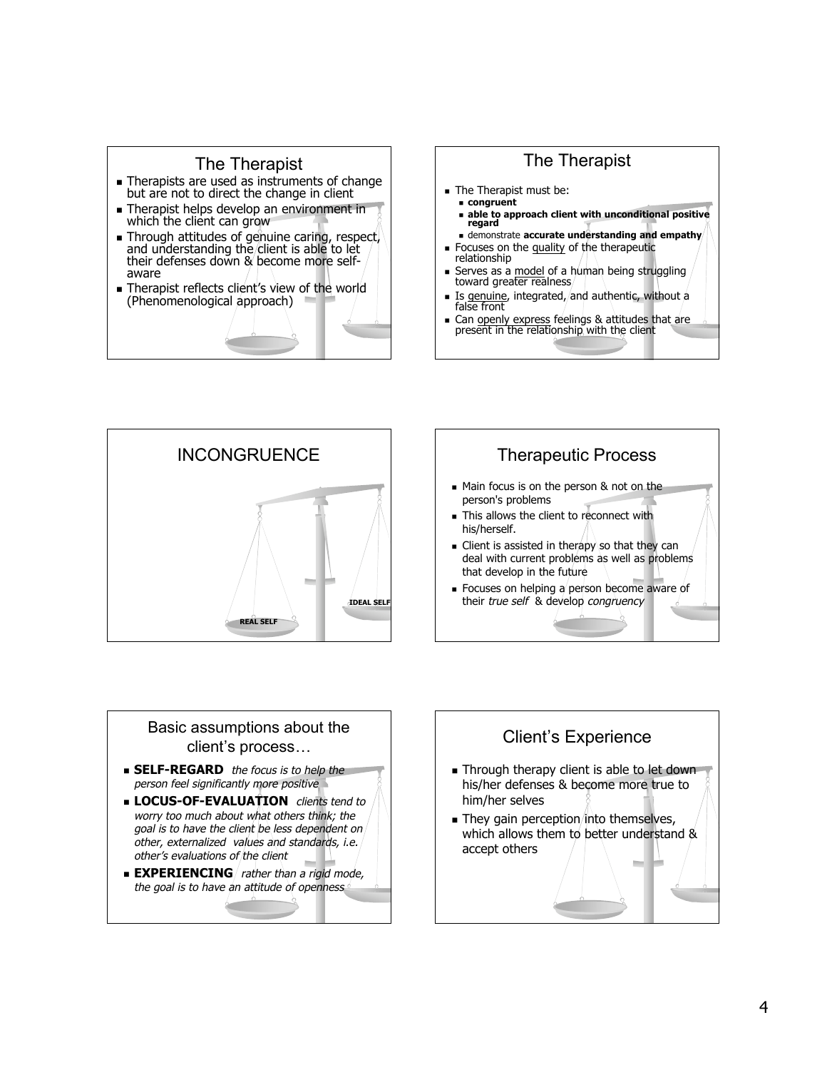## The Therapist

- Therapists are used as instruments of change but are not to direct the change in client
- Therapist helps develop an environment in which the client can grow
- Through attitudes of genuine caring, respect, and understanding the client is able to let their defenses down & become more self-aware
- Therapist reflects client's view of the world (Phenomenological approach)

## The Therapist

- The Therapist must be:
  - **congruent**
  - **able to approach client with unconditional positive regard**
  - demonstrate **accurate understanding and empathy**
- Focuses on the quality of the therapeutic relationship
- Serves as a model of a human being struggling toward greater realness
- Is genuine, integrated, and authentic, without a false front
- Can openly express feelings & attitudes that are present in the relationship with the client

## INCONGRUENCE

**REAL SELF**

**IDEAL SELF**

## Therapeutic Process

- Main focus is on the person & not on the person's problems
- This allows the client to reconnect with his/herself.
- Client is assisted in therapy so that they can deal with current problems as well as problems that develop in the future
- Focuses on helping a person become aware of their *true self* & develop *congruency*

## Basic assumptions about the client's process…

- **SELF-REGARD** *the focus is to help the person feel significantly more positive*
- **LOCUS-OF-EVALUATION** *clients tend to worry too much about what others think; the goal is to have the client be less dependent on other, externalized values and standards, i.e. other's evaluations of the client*
- **EXPERIENCING** *rather than a rigid mode, the goal is to have an attitude of openness*

## Client's Experience

- Through therapy client is able to let down his/her defenses & become more true to him/her selves
- They gain perception into themselves, which allows them to better understand & accept others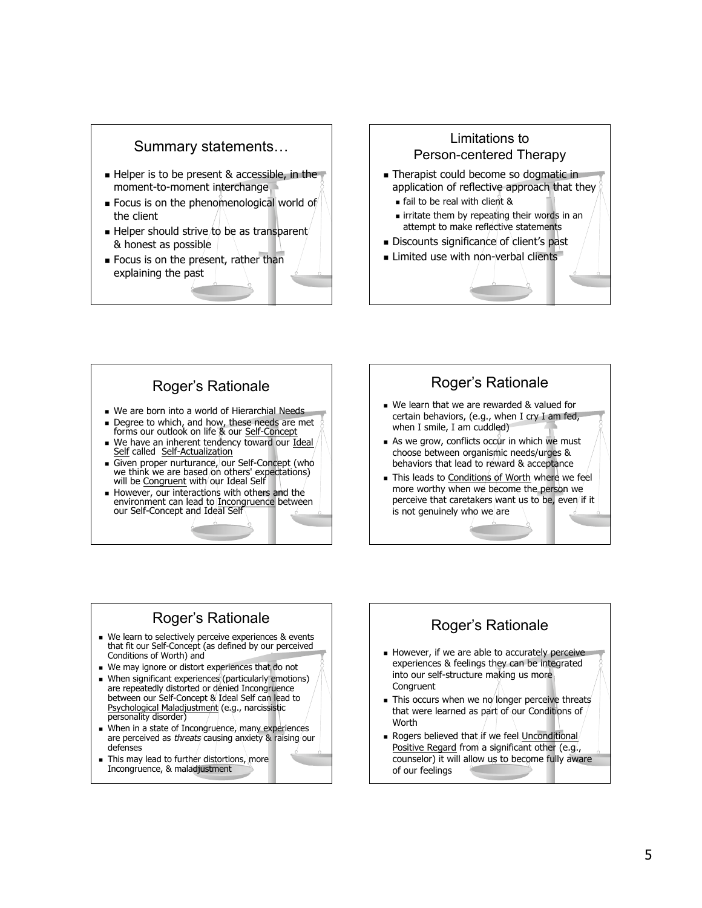## Summary statements…

- Helper is to be present & accessible, in the moment-to-moment interchange
- Focus is on the phenomenological world of the client
- Helper should strive to be as transparent & honest as possible
- Focus is on the present, rather than explaining the past

## Limitations to Person-centered Therapy

- Therapist could become so dogmatic in application of reflective approach that they
  - fail to be real with client &
  - irritate them by repeating their words in an attempt to make reflective statements
- Discounts significance of client's past
- Limited use with non-verbal clients

## Roger's Rationale

- We are born into a world of Hierarchial Needs
- Degree to which, and how, these needs are met forms our outlook on life & our Self-Concept
- We have an inherent tendency toward our Ideal Self called Self-Actualization
- Given proper nurturance, our Self-Concept (who we think we are based on others' expectations) will be Congruent with our Ideal Self
- However, our interactions with others and the environment can lead to Incongruence between our Self-Concept and Ideal Self

## Roger's Rationale

- We learn that we are rewarded & valued for certain behaviors, (e.g., when I cry I am fed, when I smile, I am cuddled)
- As we grow, conflicts occur in which we must choose between organismic needs/urges & behaviors that lead to reward & acceptance
- This leads to Conditions of Worth where we feel more worthy when we become the person we perceive that caretakers want us to be, even if it is not genuinely who we are

## Roger's Rationale

- We learn to selectively perceive experiences & events that fit our Self-Concept (as defined by our perceived Conditions of Worth) and
- We may ignore or distort experiences that do not
- When significant experiences (particularly emotions) are repeatedly distorted or denied Incongruence between our Self-Concept & Ideal Self can lead to Psychological Maladjustment (e.g., narcissistic personality disorder)
- When in a state of Incongruence, many experiences are perceived as *threats* causing anxiety & raising our defenses
- This may lead to further distortions, more Incongruence, & maladjustment

## Roger's Rationale

- However, if we are able to accurately perceive experiences & feelings they can be integrated into our self-structure making us more Congruent
- This occurs when we no longer perceive threats that were learned as part of our Conditions of Worth
- Rogers believed that if we feel Unconditional Positive Regard from a significant other (e.g., counselor) it will allow us to become fully aware of our feelings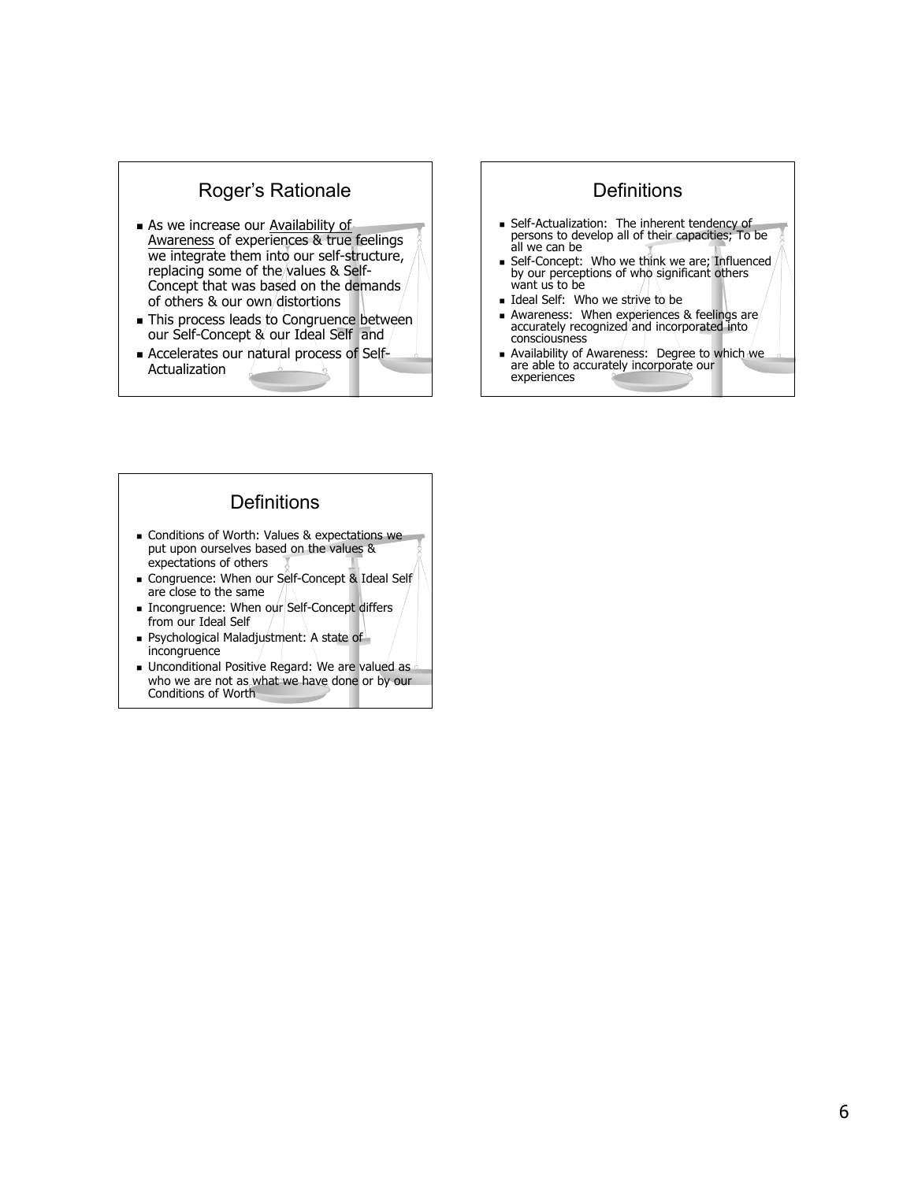## Roger's Rationale

- As we increase our <u>Availability of Awareness</u> of experiences & true feelings we integrate them into our self-structure, replacing some of the values & Self-Concept that was based on the demands of others & our own distortions
- This process leads to Congruence between our Self-Concept & our Ideal Self and
- Accelerates our natural process of Self-Actualization

## Definitions

- Self-Actualization: The inherent tendency of persons to develop all of their capacities; To be all we can be
- Self-Concept: Who we think we are; Influenced by our perceptions of who significant others want us to be
- Ideal Self: Who we strive to be
- Awareness: When experiences & feelings are accurately recognized and incorporated into consciousness
- Availability of Awareness: Degree to which we are able to accurately incorporate our experiences

## Definitions

- Conditions of Worth: Values & expectations we put upon ourselves based on the values & expectations of others
- Congruence: When our Self-Concept & Ideal Self are close to the same
- Incongruence: When our Self-Concept differs from our Ideal Self
- Psychological Maladjustment: A state of incongruence
- Unconditional Positive Regard: We are valued as who we are not as what we have done or by our Conditions of Worth